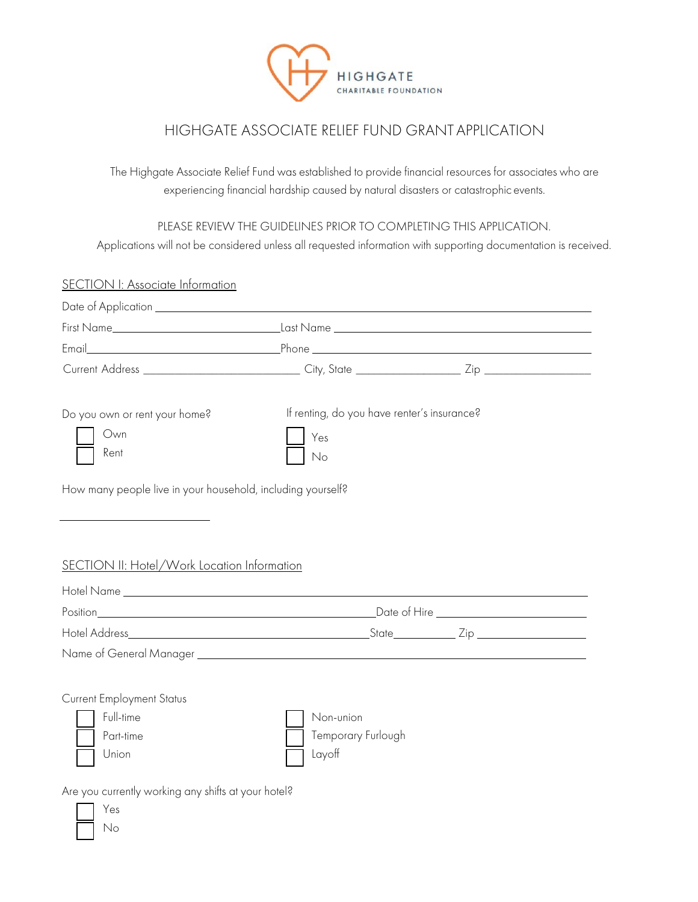HIGHGATE
CHARITABLE FOUNDATION

# HIGHGATE ASSOCIATE RELIEF FUND GRANT APPLICATION

The Highgate Associate Relief Fund was established to provide financial resources for associates who are experiencing financial hardship caused by natural disasters or catastrophic events.

PLEASE REVIEW THE GUIDELINES PRIOR TO COMPLETING THIS APPLICATION.
Applications will not be considered unless all requested information with supporting documentation is received.

## SECTION I: Associate Information

Date of Application ______________________________

First Name ______________________ Last Name ______________________

Email ______________________ Phone ______________________

Current Address ______________________ City, State ______________ Zip ______________

Do you own or rent your home?

- ☐ Own
- ☐ Rent

If renting, do you have renter's insurance?

- ☐ Yes
- ☐ No

How many people live in your household, including yourself?

______________________

## SECTION II: Hotel/Work Location Information

Hotel Name ______________________________

Position ______________________ Date of Hire ______________________

Hotel Address ______________________ State __________ Zip ______________

Name of General Manager ______________________________

Current Employment Status

- ☐ Full-time
- ☐ Part-time
- ☐ Union
- ☐ Non-union
- ☐ Temporary Furlough
- ☐ Layoff

Are you currently working any shifts at your hotel?

- ☐ Yes
- ☐ No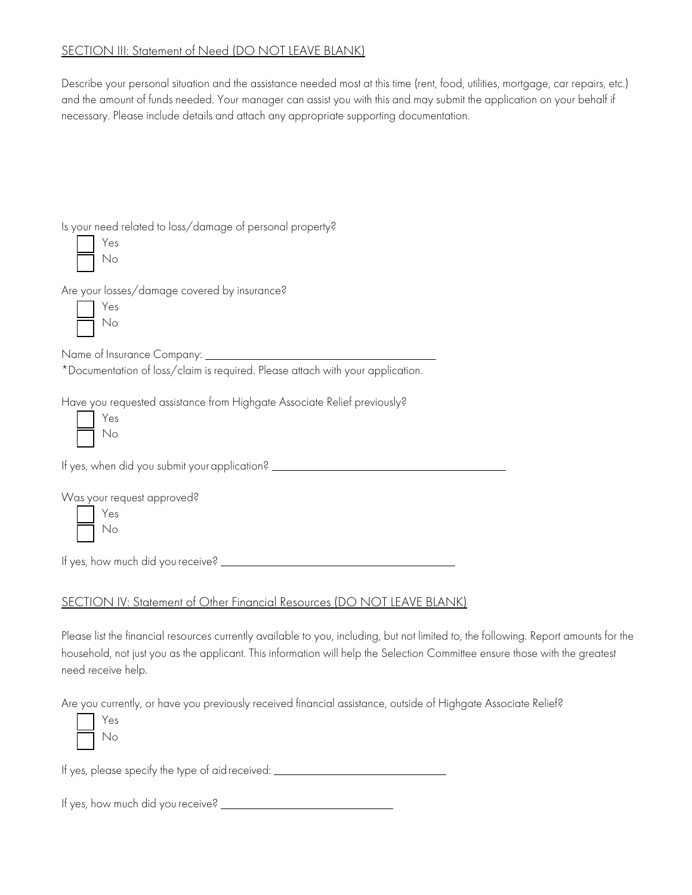## SECTION III: Statement of Need (DO NOT LEAVE BLANK)

Describe your personal situation and the assistance needed most at this time (rent, food, utilities, mortgage, car repairs, etc.) and the amount of funds needed. Your manager can assist you with this and may submit the application on your behalf if necessary. Please include details and attach any appropriate supporting documentation.

Is your need related to loss/damage of personal property?

- [ ] Yes
- [ ] No

Are your losses/damage covered by insurance?

- [ ] Yes
- [ ] No

Name of Insurance Company: ______________________________

*Documentation of loss/claim is required. Please attach with your application.

Have you requested assistance from Highgate Associate Relief previously?

- [ ] Yes
- [ ] No

If yes, when did you submit your application? ______________________________

Was your request approved?

- [ ] Yes
- [ ] No

If yes, how much did you receive? ______________________________

## SECTION IV: Statement of Other Financial Resources (DO NOT LEAVE BLANK)

Please list the financial resources currently available to you, including, but not limited to, the following. Report amounts for the household, not just you as the applicant. This information will help the Selection Committee ensure those with the greatest need receive help.

Are you currently, or have you previously received financial assistance, outside of Highgate Associate Relief?

- [ ] Yes
- [ ] No

If yes, please specify the type of aid received: ______________________________

If yes, how much did you receive? ______________________________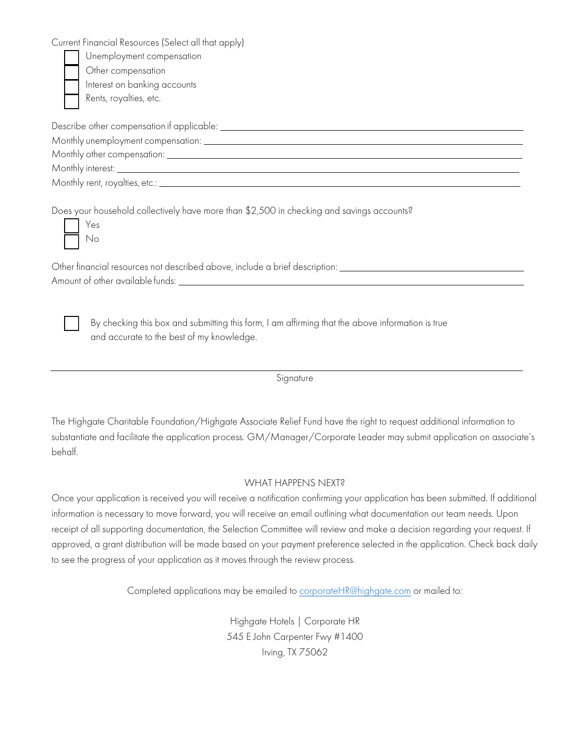Current Financial Resources (Select all that apply)

- [ ] Unemployment compensation
- [ ] Other compensation
- [ ] Interest on banking accounts
- [ ] Rents, royalties, etc.

Describe other compensation if applicable: ______________________________

Monthly unemployment compensation: ______________________________

Monthly other compensation: ______________________________

Monthly interest: ______________________________

Monthly rent, royalties, etc.: ______________________________

Does your household collectively have more than $2,500 in checking and savings accounts?

- [ ] Yes
- [ ] No

Other financial resources not described above, include a brief description: ______________________________

Amount of other available funds: ______________________________

- [ ] By checking this box and submitting this form, I am affirming that the above information is true and accurate to the best of my knowledge.

______________________________

Signature

The Highgate Charitable Foundation/Highgate Associate Relief Fund have the right to request additional information to substantiate and facilitate the application process. GM/Manager/Corporate Leader may submit application on associate's behalf.

## WHAT HAPPENS NEXT?

Once your application is received you will receive a notification confirming your application has been submitted. If additional information is necessary to move forward, you will receive an email outlining what documentation our team needs. Upon receipt of all supporting documentation, the Selection Committee will review and make a decision regarding your request. If approved, a grant distribution will be made based on your payment preference selected in the application. Check back daily to see the progress of your application as it moves through the review process.

Completed applications may be emailed to corporateHR@highgate.com or mailed to:

Highgate Hotels | Corporate HR
545 E John Carpenter Fwy #1400
Irving, TX 75062